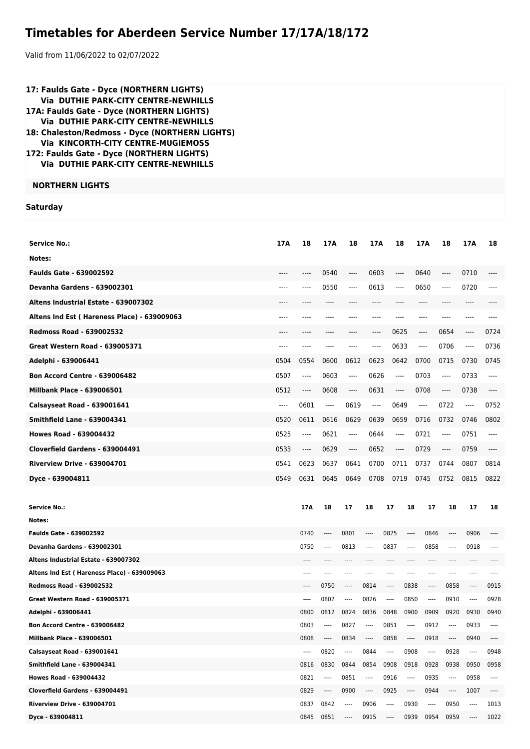# Timetables for Aberdeen Service Number 17/17A/18/172

Valid from 11/06/2022 to 02/07/2022

**17: Faulds Gate - Dyce (NORTHERN LIGHTS)**
**Via DUTHIE PARK-CITY CENTRE-NEWHILLS**
**17A: Faulds Gate - Dyce (NORTHERN LIGHTS)**
**Via DUTHIE PARK-CITY CENTRE-NEWHILLS**
**18: Chaleston/Redmoss - Dyce (NORTHERN LIGHTS)**
**Via KINCORTH-CITY CENTRE-MUGIEMOSS**
**172: Faulds Gate - Dyce (NORTHERN LIGHTS)**
**Via DUTHIE PARK-CITY CENTRE-NEWHILLS**

**NORTHERN LIGHTS**

**Saturday**

| Service No.: | 17A | 18 | 17A | 18 | 17A | 18 | 17A | 18 | 17A | 18 |
|---|---|---|---|---|---|---|---|---|---|---|
| Notes: | | | | | | | | | | |
| Faulds Gate - 639002592 | ---- | ---- | 0540 | ---- | 0603 | ---- | 0640 | ---- | 0710 | ---- |
| Devanha Gardens - 639002301 | ---- | ---- | 0550 | ---- | 0613 | ---- | 0650 | ---- | 0720 | ---- |
| Altens Industrial Estate - 639007302 | ---- | ---- | ---- | ---- | ---- | ---- | ---- | ---- | ---- | ---- |
| Altens Ind Est ( Hareness Place) - 639009063 | ---- | ---- | ---- | ---- | ---- | ---- | ---- | ---- | ---- | ---- |
| Redmoss Road - 639002532 | ---- | ---- | ---- | ---- | ---- | 0625 | ---- | 0654 | ---- | 0724 |
| Great Western Road - 639005371 | ---- | ---- | ---- | ---- | ---- | 0633 | ---- | 0706 | ---- | 0736 |
| Adelphi - 639006441 | 0504 | 0554 | 0600 | 0612 | 0623 | 0642 | 0700 | 0715 | 0730 | 0745 |
| Bon Accord Centre - 639006482 | 0507 | ---- | 0603 | ---- | 0626 | ---- | 0703 | ---- | 0733 | ---- |
| Millbank Place - 639006501 | 0512 | ---- | 0608 | ---- | 0631 | ---- | 0708 | ---- | 0738 | ---- |
| Calsayseat Road - 639001641 | ---- | 0601 | ---- | 0619 | ---- | 0649 | ---- | 0722 | ---- | 0752 |
| Smithfield Lane - 639004341 | 0520 | 0611 | 0616 | 0629 | 0639 | 0659 | 0716 | 0732 | 0746 | 0802 |
| Howes Road - 639004432 | 0525 | ---- | 0621 | ---- | 0644 | ---- | 0721 | ---- | 0751 | ---- |
| Cloverfield Gardens - 639004491 | 0533 | ---- | 0629 | ---- | 0652 | ---- | 0729 | ---- | 0759 | ---- |
| Riverview Drive - 639004701 | 0541 | 0623 | 0637 | 0641 | 0700 | 0711 | 0737 | 0744 | 0807 | 0814 |
| Dyce - 639004811 | 0549 | 0631 | 0645 | 0649 | 0708 | 0719 | 0745 | 0752 | 0815 | 0822 |

| Service No.: | 17A | 18 | 17 | 18 | 17 | 18 | 17 | 18 | 17 | 18 |
|---|---|---|---|---|---|---|---|---|---|---|
| Notes: | | | | | | | | | | |
| Faulds Gate - 639002592 | 0740 | ---- | 0801 | ---- | 0825 | ---- | 0846 | ---- | 0906 | ---- |
| Devanha Gardens - 639002301 | 0750 | ---- | 0813 | ---- | 0837 | ---- | 0858 | ---- | 0918 | ---- |
| Altens Industrial Estate - 639007302 | ---- | ---- | ---- | ---- | ---- | ---- | ---- | ---- | ---- | ---- |
| Altens Ind Est ( Hareness Place) - 639009063 | ---- | ---- | ---- | ---- | ---- | ---- | ---- | ---- | ---- | ---- |
| Redmoss Road - 639002532 | ---- | 0750 | ---- | 0814 | ---- | 0838 | ---- | 0858 | ---- | 0915 |
| Great Western Road - 639005371 | ---- | 0802 | ---- | 0826 | ---- | 0850 | ---- | 0910 | ---- | 0928 |
| Adelphi - 639006441 | 0800 | 0812 | 0824 | 0836 | 0848 | 0900 | 0909 | 0920 | 0930 | 0940 |
| Bon Accord Centre - 639006482 | 0803 | ---- | 0827 | ---- | 0851 | ---- | 0912 | ---- | 0933 | ---- |
| Millbank Place - 639006501 | 0808 | ---- | 0834 | ---- | 0858 | ---- | 0918 | ---- | 0940 | ---- |
| Calsayseat Road - 639001641 | ---- | 0820 | ---- | 0844 | ---- | 0908 | ---- | 0928 | ---- | 0948 |
| Smithfield Lane - 639004341 | 0816 | 0830 | 0844 | 0854 | 0908 | 0918 | 0928 | 0938 | 0950 | 0958 |
| Howes Road - 639004432 | 0821 | ---- | 0851 | ---- | 0916 | ---- | 0935 | ---- | 0958 | ---- |
| Cloverfield Gardens - 639004491 | 0829 | ---- | 0900 | ---- | 0925 | ---- | 0944 | ---- | 1007 | ---- |
| Riverview Drive - 639004701 | 0837 | 0842 | ---- | 0906 | ---- | 0930 | ---- | 0950 | ---- | 1013 |
| Dyce - 639004811 | 0845 | 0851 | ---- | 0915 | ---- | 0939 | 0954 | 0959 | ---- | 1022 |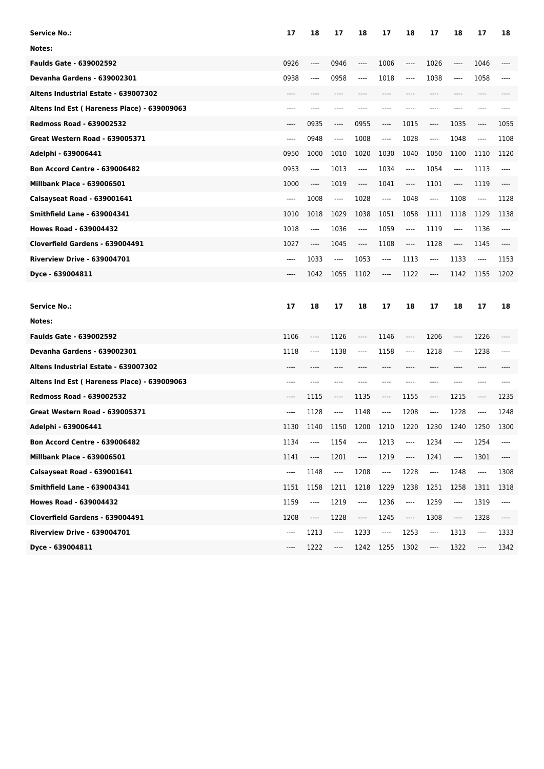| Service No.: | 17 | 18 | 17 | 18 | 17 | 18 | 17 | 18 | 17 | 18 |
|---|---|---|---|---|---|---|---|---|---|---|
| Notes: | | | | | | | | | | |
| Faulds Gate - 639002592 | 0926 | ---- | 0946 | ---- | 1006 | ---- | 1026 | ---- | 1046 | ---- |
| Devanha Gardens - 639002301 | 0938 | ---- | 0958 | ---- | 1018 | ---- | 1038 | ---- | 1058 | ---- |
| Altens Industrial Estate - 639007302 | ---- | ---- | ---- | ---- | ---- | ---- | ---- | ---- | ---- | ---- |
| Altens Ind Est ( Hareness Place) - 639009063 | ---- | ---- | ---- | ---- | ---- | ---- | ---- | ---- | ---- | ---- |
| Redmoss Road - 639002532 | ---- | 0935 | ---- | 0955 | ---- | 1015 | ---- | 1035 | ---- | 1055 |
| Great Western Road - 639005371 | ---- | 0948 | ---- | 1008 | ---- | 1028 | ---- | 1048 | ---- | 1108 |
| Adelphi - 639006441 | 0950 | 1000 | 1010 | 1020 | 1030 | 1040 | 1050 | 1100 | 1110 | 1120 |
| Bon Accord Centre - 639006482 | 0953 | ---- | 1013 | ---- | 1034 | ---- | 1054 | ---- | 1113 | ---- |
| Millbank Place - 639006501 | 1000 | ---- | 1019 | ---- | 1041 | ---- | 1101 | ---- | 1119 | ---- |
| Calsayseat Road - 639001641 | ---- | 1008 | ---- | 1028 | ---- | 1048 | ---- | 1108 | ---- | 1128 |
| Smithfield Lane - 639004341 | 1010 | 1018 | 1029 | 1038 | 1051 | 1058 | 1111 | 1118 | 1129 | 1138 |
| Howes Road - 639004432 | 1018 | ---- | 1036 | ---- | 1059 | ---- | 1119 | ---- | 1136 | ---- |
| Cloverfield Gardens - 639004491 | 1027 | ---- | 1045 | ---- | 1108 | ---- | 1128 | ---- | 1145 | ---- |
| Riverview Drive - 639004701 | ---- | 1033 | ---- | 1053 | ---- | 1113 | ---- | 1133 | ---- | 1153 |
| Dyce - 639004811 | ---- | 1042 | 1055 | 1102 | ---- | 1122 | ---- | 1142 | 1155 | 1202 |

| Service No.: | 17 | 18 | 17 | 18 | 17 | 18 | 17 | 18 | 17 | 18 |
|---|---|---|---|---|---|---|---|---|---|---|
| Notes: | | | | | | | | | | |
| Faulds Gate - 639002592 | 1106 | ---- | 1126 | ---- | 1146 | ---- | 1206 | ---- | 1226 | ---- |
| Devanha Gardens - 639002301 | 1118 | ---- | 1138 | ---- | 1158 | ---- | 1218 | ---- | 1238 | ---- |
| Altens Industrial Estate - 639007302 | ---- | ---- | ---- | ---- | ---- | ---- | ---- | ---- | ---- | ---- |
| Altens Ind Est ( Hareness Place) - 639009063 | ---- | ---- | ---- | ---- | ---- | ---- | ---- | ---- | ---- | ---- |
| Redmoss Road - 639002532 | ---- | 1115 | ---- | 1135 | ---- | 1155 | ---- | 1215 | ---- | 1235 |
| Great Western Road - 639005371 | ---- | 1128 | ---- | 1148 | ---- | 1208 | ---- | 1228 | ---- | 1248 |
| Adelphi - 639006441 | 1130 | 1140 | 1150 | 1200 | 1210 | 1220 | 1230 | 1240 | 1250 | 1300 |
| Bon Accord Centre - 639006482 | 1134 | ---- | 1154 | ---- | 1213 | ---- | 1234 | ---- | 1254 | ---- |
| Millbank Place - 639006501 | 1141 | ---- | 1201 | ---- | 1219 | ---- | 1241 | ---- | 1301 | ---- |
| Calsayseat Road - 639001641 | ---- | 1148 | ---- | 1208 | ---- | 1228 | ---- | 1248 | ---- | 1308 |
| Smithfield Lane - 639004341 | 1151 | 1158 | 1211 | 1218 | 1229 | 1238 | 1251 | 1258 | 1311 | 1318 |
| Howes Road - 639004432 | 1159 | ---- | 1219 | ---- | 1236 | ---- | 1259 | ---- | 1319 | ---- |
| Cloverfield Gardens - 639004491 | 1208 | ---- | 1228 | ---- | 1245 | ---- | 1308 | ---- | 1328 | ---- |
| Riverview Drive - 639004701 | ---- | 1213 | ---- | 1233 | ---- | 1253 | ---- | 1313 | ---- | 1333 |
| Dyce - 639004811 | ---- | 1222 | ---- | 1242 | 1255 | 1302 | ---- | 1322 | ---- | 1342 |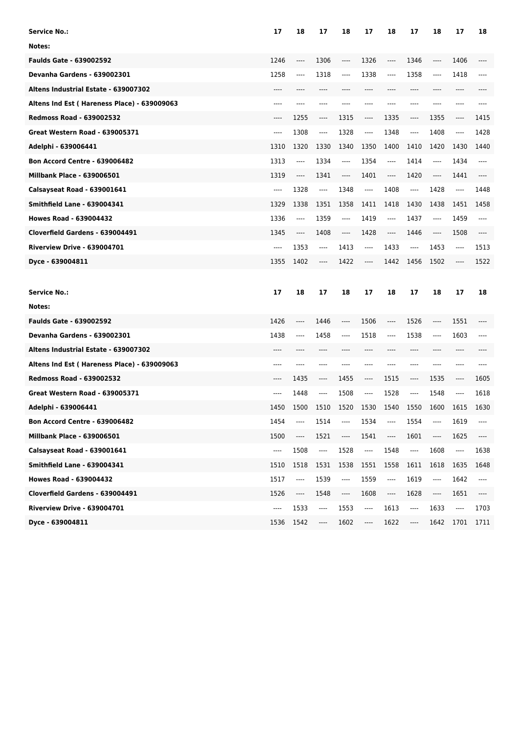| Service No.: | 17 | 18 | 17 | 18 | 17 | 18 | 17 | 18 | 17 | 18 |
|---|---|---|---|---|---|---|---|---|---|---|
| Notes: | | | | | | | | | | |
| Faulds Gate - 639002592 | 1246 | ---- | 1306 | ---- | 1326 | ---- | 1346 | ---- | 1406 | ---- |
| Devanha Gardens - 639002301 | 1258 | ---- | 1318 | ---- | 1338 | ---- | 1358 | ---- | 1418 | ---- |
| Altens Industrial Estate - 639007302 | ---- | ---- | ---- | ---- | ---- | ---- | ---- | ---- | ---- | ---- |
| Altens Ind Est ( Hareness Place) - 639009063 | ---- | ---- | ---- | ---- | ---- | ---- | ---- | ---- | ---- | ---- |
| Redmoss Road - 639002532 | ---- | 1255 | ---- | 1315 | ---- | 1335 | ---- | 1355 | ---- | 1415 |
| Great Western Road - 639005371 | ---- | 1308 | ---- | 1328 | ---- | 1348 | ---- | 1408 | ---- | 1428 |
| Adelphi - 639006441 | 1310 | 1320 | 1330 | 1340 | 1350 | 1400 | 1410 | 1420 | 1430 | 1440 |
| Bon Accord Centre - 639006482 | 1313 | ---- | 1334 | ---- | 1354 | ---- | 1414 | ---- | 1434 | ---- |
| Millbank Place - 639006501 | 1319 | ---- | 1341 | ---- | 1401 | ---- | 1420 | ---- | 1441 | ---- |
| Calsayseat Road - 639001641 | ---- | 1328 | ---- | 1348 | ---- | 1408 | ---- | 1428 | ---- | 1448 |
| Smithfield Lane - 639004341 | 1329 | 1338 | 1351 | 1358 | 1411 | 1418 | 1430 | 1438 | 1451 | 1458 |
| Howes Road - 639004432 | 1336 | ---- | 1359 | ---- | 1419 | ---- | 1437 | ---- | 1459 | ---- |
| Cloverfield Gardens - 639004491 | 1345 | ---- | 1408 | ---- | 1428 | ---- | 1446 | ---- | 1508 | ---- |
| Riverview Drive - 639004701 | ---- | 1353 | ---- | 1413 | ---- | 1433 | ---- | 1453 | ---- | 1513 |
| Dyce - 639004811 | 1355 | 1402 | ---- | 1422 | ---- | 1442 | 1456 | 1502 | ---- | 1522 |

| Service No.: | 17 | 18 | 17 | 18 | 17 | 18 | 17 | 18 | 17 | 18 |
|---|---|---|---|---|---|---|---|---|---|---|
| Notes: | | | | | | | | | | |
| Faulds Gate - 639002592 | 1426 | ---- | 1446 | ---- | 1506 | ---- | 1526 | ---- | 1551 | ---- |
| Devanha Gardens - 639002301 | 1438 | ---- | 1458 | ---- | 1518 | ---- | 1538 | ---- | 1603 | ---- |
| Altens Industrial Estate - 639007302 | ---- | ---- | ---- | ---- | ---- | ---- | ---- | ---- | ---- | ---- |
| Altens Ind Est ( Hareness Place) - 639009063 | ---- | ---- | ---- | ---- | ---- | ---- | ---- | ---- | ---- | ---- |
| Redmoss Road - 639002532 | ---- | 1435 | ---- | 1455 | ---- | 1515 | ---- | 1535 | ---- | 1605 |
| Great Western Road - 639005371 | ---- | 1448 | ---- | 1508 | ---- | 1528 | ---- | 1548 | ---- | 1618 |
| Adelphi - 639006441 | 1450 | 1500 | 1510 | 1520 | 1530 | 1540 | 1550 | 1600 | 1615 | 1630 |
| Bon Accord Centre - 639006482 | 1454 | ---- | 1514 | ---- | 1534 | ---- | 1554 | ---- | 1619 | ---- |
| Millbank Place - 639006501 | 1500 | ---- | 1521 | ---- | 1541 | ---- | 1601 | ---- | 1625 | ---- |
| Calsayseat Road - 639001641 | ---- | 1508 | ---- | 1528 | ---- | 1548 | ---- | 1608 | ---- | 1638 |
| Smithfield Lane - 639004341 | 1510 | 1518 | 1531 | 1538 | 1551 | 1558 | 1611 | 1618 | 1635 | 1648 |
| Howes Road - 639004432 | 1517 | ---- | 1539 | ---- | 1559 | ---- | 1619 | ---- | 1642 | ---- |
| Cloverfield Gardens - 639004491 | 1526 | ---- | 1548 | ---- | 1608 | ---- | 1628 | ---- | 1651 | ---- |
| Riverview Drive - 639004701 | ---- | 1533 | ---- | 1553 | ---- | 1613 | ---- | 1633 | ---- | 1703 |
| Dyce - 639004811 | 1536 | 1542 | ---- | 1602 | ---- | 1622 | ---- | 1642 | 1701 | 1711 |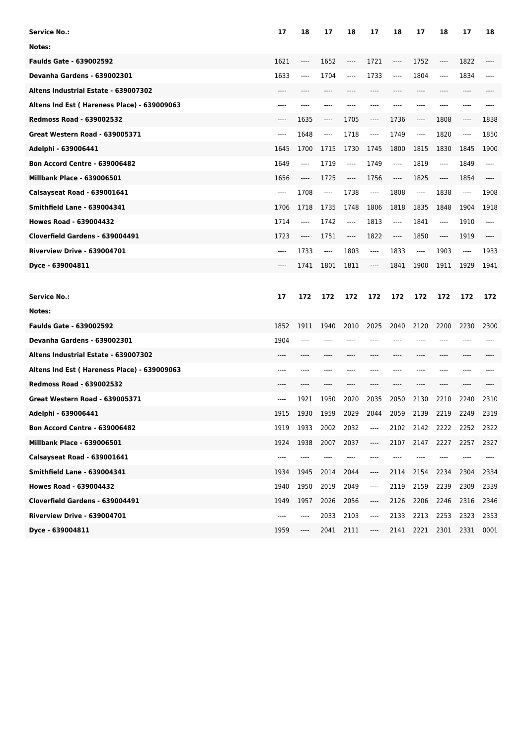| Service No.: | 17 | 18 | 17 | 18 | 17 | 18 | 17 | 18 | 17 | 18 |
|---|---|---|---|---|---|---|---|---|---|---|
| Notes: | | | | | | | | | | |
| Faulds Gate - 639002592 | 1621 | ---- | 1652 | ---- | 1721 | ---- | 1752 | ---- | 1822 | ---- |
| Devanha Gardens - 639002301 | 1633 | ---- | 1704 | ---- | 1733 | ---- | 1804 | ---- | 1834 | ---- |
| Altens Industrial Estate - 639007302 | ---- | ---- | ---- | ---- | ---- | ---- | ---- | ---- | ---- | ---- |
| Altens Ind Est ( Hareness Place) - 639009063 | ---- | ---- | ---- | ---- | ---- | ---- | ---- | ---- | ---- | ---- |
| Redmoss Road - 639002532 | ---- | 1635 | ---- | 1705 | ---- | 1736 | ---- | 1808 | ---- | 1838 |
| Great Western Road - 639005371 | ---- | 1648 | ---- | 1718 | ---- | 1749 | ---- | 1820 | ---- | 1850 |
| Adelphi - 639006441 | 1645 | 1700 | 1715 | 1730 | 1745 | 1800 | 1815 | 1830 | 1845 | 1900 |
| Bon Accord Centre - 639006482 | 1649 | ---- | 1719 | ---- | 1749 | ---- | 1819 | ---- | 1849 | ---- |
| Millbank Place - 639006501 | 1656 | ---- | 1725 | ---- | 1756 | ---- | 1825 | ---- | 1854 | ---- |
| Calsayseat Road - 639001641 | ---- | 1708 | ---- | 1738 | ---- | 1808 | ---- | 1838 | ---- | 1908 |
| Smithfield Lane - 639004341 | 1706 | 1718 | 1735 | 1748 | 1806 | 1818 | 1835 | 1848 | 1904 | 1918 |
| Howes Road - 639004432 | 1714 | ---- | 1742 | ---- | 1813 | ---- | 1841 | ---- | 1910 | ---- |
| Cloverfield Gardens - 639004491 | 1723 | ---- | 1751 | ---- | 1822 | ---- | 1850 | ---- | 1919 | ---- |
| Riverview Drive - 639004701 | ---- | 1733 | ---- | 1803 | ---- | 1833 | ---- | 1903 | ---- | 1933 |
| Dyce - 639004811 | ---- | 1741 | 1801 | 1811 | ---- | 1841 | 1900 | 1911 | 1929 | 1941 |

| Service No.: | 17 | 172 | 172 | 172 | 172 | 172 | 172 | 172 | 172 | 172 |
|---|---|---|---|---|---|---|---|---|---|---|
| Notes: | | | | | | | | | | |
| Faulds Gate - 639002592 | 1852 | 1911 | 1940 | 2010 | 2025 | 2040 | 2120 | 2200 | 2230 | 2300 |
| Devanha Gardens - 639002301 | 1904 | ---- | ---- | ---- | ---- | ---- | ---- | ---- | ---- | ---- |
| Altens Industrial Estate - 639007302 | ---- | ---- | ---- | ---- | ---- | ---- | ---- | ---- | ---- | ---- |
| Altens Ind Est ( Hareness Place) - 639009063 | ---- | ---- | ---- | ---- | ---- | ---- | ---- | ---- | ---- | ---- |
| Redmoss Road - 639002532 | ---- | ---- | ---- | ---- | ---- | ---- | ---- | ---- | ---- | ---- |
| Great Western Road - 639005371 | ---- | 1921 | 1950 | 2020 | 2035 | 2050 | 2130 | 2210 | 2240 | 2310 |
| Adelphi - 639006441 | 1915 | 1930 | 1959 | 2029 | 2044 | 2059 | 2139 | 2219 | 2249 | 2319 |
| Bon Accord Centre - 639006482 | 1919 | 1933 | 2002 | 2032 | ---- | 2102 | 2142 | 2222 | 2252 | 2322 |
| Millbank Place - 639006501 | 1924 | 1938 | 2007 | 2037 | ---- | 2107 | 2147 | 2227 | 2257 | 2327 |
| Calsayseat Road - 639001641 | ---- | ---- | ---- | ---- | ---- | ---- | ---- | ---- | ---- | ---- |
| Smithfield Lane - 639004341 | 1934 | 1945 | 2014 | 2044 | ---- | 2114 | 2154 | 2234 | 2304 | 2334 |
| Howes Road - 639004432 | 1940 | 1950 | 2019 | 2049 | ---- | 2119 | 2159 | 2239 | 2309 | 2339 |
| Cloverfield Gardens - 639004491 | 1949 | 1957 | 2026 | 2056 | ---- | 2126 | 2206 | 2246 | 2316 | 2346 |
| Riverview Drive - 639004701 | ---- | ---- | 2033 | 2103 | ---- | 2133 | 2213 | 2253 | 2323 | 2353 |
| Dyce - 639004811 | 1959 | ---- | 2041 | 2111 | ---- | 2141 | 2221 | 2301 | 2331 | 0001 |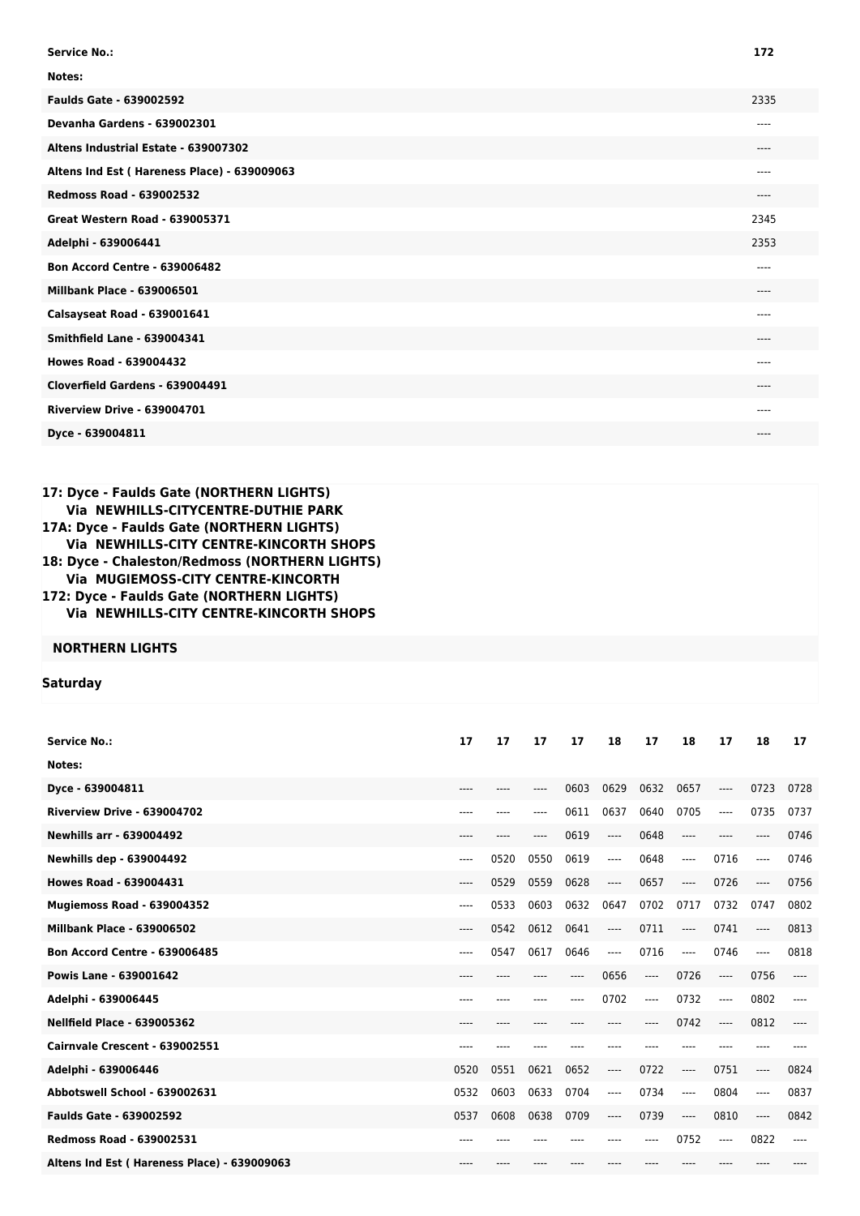| Service No.: | 172 |
|---|---|
| Notes: | |
| Faulds Gate - 639002592 | 2335 |
| Devanha Gardens - 639002301 | ---- |
| Altens Industrial Estate - 639007302 | ---- |
| Altens Ind Est ( Hareness Place) - 639009063 | ---- |
| Redmoss Road - 639002532 | ---- |
| Great Western Road - 639005371 | 2345 |
| Adelphi - 639006441 | 2353 |
| Bon Accord Centre - 639006482 | ---- |
| Millbank Place - 639006501 | ---- |
| Calsayseat Road - 639001641 | ---- |
| Smithfield Lane - 639004341 | ---- |
| Howes Road - 639004432 | ---- |
| Cloverfield Gardens - 639004491 | ---- |
| Riverview Drive - 639004701 | ---- |
| Dyce - 639004811 | ---- |

**17: Dyce - Faulds Gate (NORTHERN LIGHTS)
Via NEWHILLS-CITYCENTRE-DUTHIE PARK
17A: Dyce - Faulds Gate (NORTHERN LIGHTS)
Via NEWHILLS-CITY CENTRE-KINCORTH SHOPS
18: Dyce - Chaleston/Redmoss (NORTHERN LIGHTS)
Via MUGIEMOSS-CITY CENTRE-KINCORTH
172: Dyce - Faulds Gate (NORTHERN LIGHTS)
Via NEWHILLS-CITY CENTRE-KINCORTH SHOPS**

**NORTHERN LIGHTS**

**Saturday**

| Service No.: | 17 | 17 | 17 | 17 | 18 | 17 | 18 | 17 | 18 | 17 |
|---|---|---|---|---|---|---|---|---|---|---|
| Notes: | | | | | | | | | | |
| Dyce - 639004811 | ---- | ---- | ---- | 0603 | 0629 | 0632 | 0657 | ---- | 0723 | 0728 |
| Riverview Drive - 639004702 | ---- | ---- | ---- | 0611 | 0637 | 0640 | 0705 | ---- | 0735 | 0737 |
| Newhills arr - 639004492 | ---- | ---- | ---- | 0619 | ---- | 0648 | ---- | ---- | ---- | 0746 |
| Newhills dep - 639004492 | ---- | 0520 | 0550 | 0619 | ---- | 0648 | ---- | 0716 | ---- | 0746 |
| Howes Road - 639004431 | ---- | 0529 | 0559 | 0628 | ---- | 0657 | ---- | 0726 | ---- | 0756 |
| Mugiemoss Road - 639004352 | ---- | 0533 | 0603 | 0632 | 0647 | 0702 | 0717 | 0732 | 0747 | 0802 |
| Millbank Place - 639006502 | ---- | 0542 | 0612 | 0641 | ---- | 0711 | ---- | 0741 | ---- | 0813 |
| Bon Accord Centre - 639006485 | ---- | 0547 | 0617 | 0646 | ---- | 0716 | ---- | 0746 | ---- | 0818 |
| Powis Lane - 639001642 | ---- | ---- | ---- | ---- | 0656 | ---- | 0726 | ---- | 0756 | ---- |
| Adelphi - 639006445 | ---- | ---- | ---- | ---- | 0702 | ---- | 0732 | ---- | 0802 | ---- |
| Nellfield Place - 639005362 | ---- | ---- | ---- | ---- | ---- | ---- | 0742 | ---- | 0812 | ---- |
| Cairnvale Crescent - 639002551 | ---- | ---- | ---- | ---- | ---- | ---- | ---- | ---- | ---- | ---- |
| Adelphi - 639006446 | 0520 | 0551 | 0621 | 0652 | ---- | 0722 | ---- | 0751 | ---- | 0824 |
| Abbotswell School - 639002631 | 0532 | 0603 | 0633 | 0704 | ---- | 0734 | ---- | 0804 | ---- | 0837 |
| Faulds Gate - 639002592 | 0537 | 0608 | 0638 | 0709 | ---- | 0739 | ---- | 0810 | ---- | 0842 |
| Redmoss Road - 639002531 | ---- | ---- | ---- | ---- | ---- | ---- | 0752 | ---- | 0822 | ---- |
| Altens Ind Est ( Hareness Place) - 639009063 | ---- | ---- | ---- | ---- | ---- | ---- | ---- | ---- | ---- | ---- |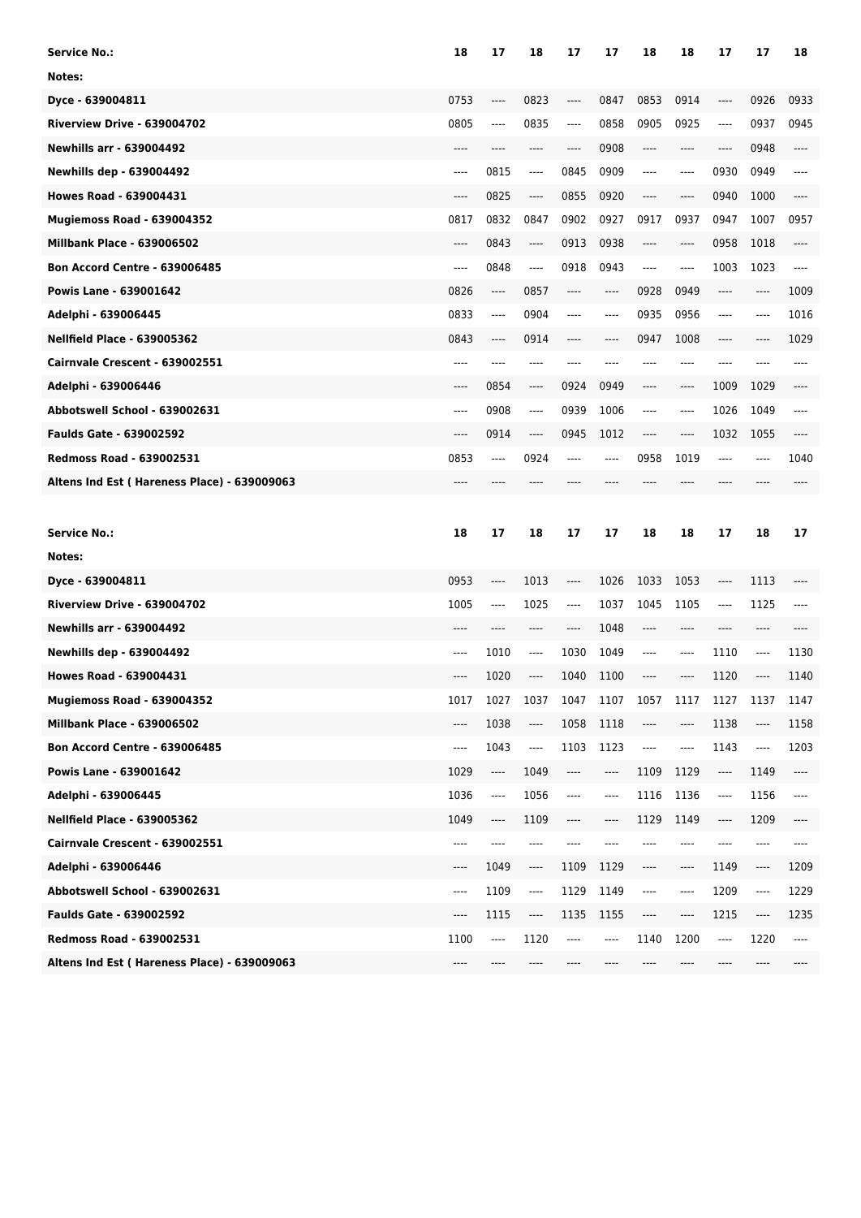| Service No.: | 18 | 17 | 18 | 17 | 17 | 18 | 18 | 17 | 17 | 18 |
|---|---|---|---|---|---|---|---|---|---|---|
| Notes: | | | | | | | | | | |
| Dyce - 639004811 | 0753 | ---- | 0823 | ---- | 0847 | 0853 | 0914 | ---- | 0926 | 0933 |
| Riverview Drive - 639004702 | 0805 | ---- | 0835 | ---- | 0858 | 0905 | 0925 | ---- | 0937 | 0945 |
| Newhills arr - 639004492 | ---- | ---- | ---- | ---- | 0908 | ---- | ---- | ---- | 0948 | ---- |
| Newhills dep - 639004492 | ---- | 0815 | ---- | 0845 | 0909 | ---- | ---- | 0930 | 0949 | ---- |
| Howes Road - 639004431 | ---- | 0825 | ---- | 0855 | 0920 | ---- | ---- | 0940 | 1000 | ---- |
| Mugiemoss Road - 639004352 | 0817 | 0832 | 0847 | 0902 | 0927 | 0917 | 0937 | 0947 | 1007 | 0957 |
| Millbank Place - 639006502 | ---- | 0843 | ---- | 0913 | 0938 | ---- | ---- | 0958 | 1018 | ---- |
| Bon Accord Centre - 639006485 | ---- | 0848 | ---- | 0918 | 0943 | ---- | ---- | 1003 | 1023 | ---- |
| Powis Lane - 639001642 | 0826 | ---- | 0857 | ---- | ---- | 0928 | 0949 | ---- | ---- | 1009 |
| Adelphi - 639006445 | 0833 | ---- | 0904 | ---- | ---- | 0935 | 0956 | ---- | ---- | 1016 |
| Nellfield Place - 639005362 | 0843 | ---- | 0914 | ---- | ---- | 0947 | 1008 | ---- | ---- | 1029 |
| Cairnvale Crescent - 639002551 | ---- | ---- | ---- | ---- | ---- | ---- | ---- | ---- | ---- | ---- |
| Adelphi - 639006446 | ---- | 0854 | ---- | 0924 | 0949 | ---- | ---- | 1009 | 1029 | ---- |
| Abbotswell School - 639002631 | ---- | 0908 | ---- | 0939 | 1006 | ---- | ---- | 1026 | 1049 | ---- |
| Faulds Gate - 639002592 | ---- | 0914 | ---- | 0945 | 1012 | ---- | ---- | 1032 | 1055 | ---- |
| Redmoss Road - 639002531 | 0853 | ---- | 0924 | ---- | ---- | 0958 | 1019 | ---- | ---- | 1040 |
| Altens Ind Est ( Hareness Place) - 639009063 | ---- | ---- | ---- | ---- | ---- | ---- | ---- | ---- | ---- | ---- |

| Service No.: | 18 | 17 | 18 | 17 | 17 | 18 | 18 | 17 | 18 | 17 |
|---|---|---|---|---|---|---|---|---|---|---|
| Notes: | | | | | | | | | | |
| Dyce - 639004811 | 0953 | ---- | 1013 | ---- | 1026 | 1033 | 1053 | ---- | 1113 | ---- |
| Riverview Drive - 639004702 | 1005 | ---- | 1025 | ---- | 1037 | 1045 | 1105 | ---- | 1125 | ---- |
| Newhills arr - 639004492 | ---- | ---- | ---- | ---- | 1048 | ---- | ---- | ---- | ---- | ---- |
| Newhills dep - 639004492 | ---- | 1010 | ---- | 1030 | 1049 | ---- | ---- | 1110 | ---- | 1130 |
| Howes Road - 639004431 | ---- | 1020 | ---- | 1040 | 1100 | ---- | ---- | 1120 | ---- | 1140 |
| Mugiemoss Road - 639004352 | 1017 | 1027 | 1037 | 1047 | 1107 | 1057 | 1117 | 1127 | 1137 | 1147 |
| Millbank Place - 639006502 | ---- | 1038 | ---- | 1058 | 1118 | ---- | ---- | 1138 | ---- | 1158 |
| Bon Accord Centre - 639006485 | ---- | 1043 | ---- | 1103 | 1123 | ---- | ---- | 1143 | ---- | 1203 |
| Powis Lane - 639001642 | 1029 | ---- | 1049 | ---- | ---- | 1109 | 1129 | ---- | 1149 | ---- |
| Adelphi - 639006445 | 1036 | ---- | 1056 | ---- | ---- | 1116 | 1136 | ---- | 1156 | ---- |
| Nellfield Place - 639005362 | 1049 | ---- | 1109 | ---- | ---- | 1129 | 1149 | ---- | 1209 | ---- |
| Cairnvale Crescent - 639002551 | ---- | ---- | ---- | ---- | ---- | ---- | ---- | ---- | ---- | ---- |
| Adelphi - 639006446 | ---- | 1049 | ---- | 1109 | 1129 | ---- | ---- | 1149 | ---- | 1209 |
| Abbotswell School - 639002631 | ---- | 1109 | ---- | 1129 | 1149 | ---- | ---- | 1209 | ---- | 1229 |
| Faulds Gate - 639002592 | ---- | 1115 | ---- | 1135 | 1155 | ---- | ---- | 1215 | ---- | 1235 |
| Redmoss Road - 639002531 | 1100 | ---- | 1120 | ---- | ---- | 1140 | 1200 | ---- | 1220 | ---- |
| Altens Ind Est ( Hareness Place) - 639009063 | ---- | ---- | ---- | ---- | ---- | ---- | ---- | ---- | ---- | ---- |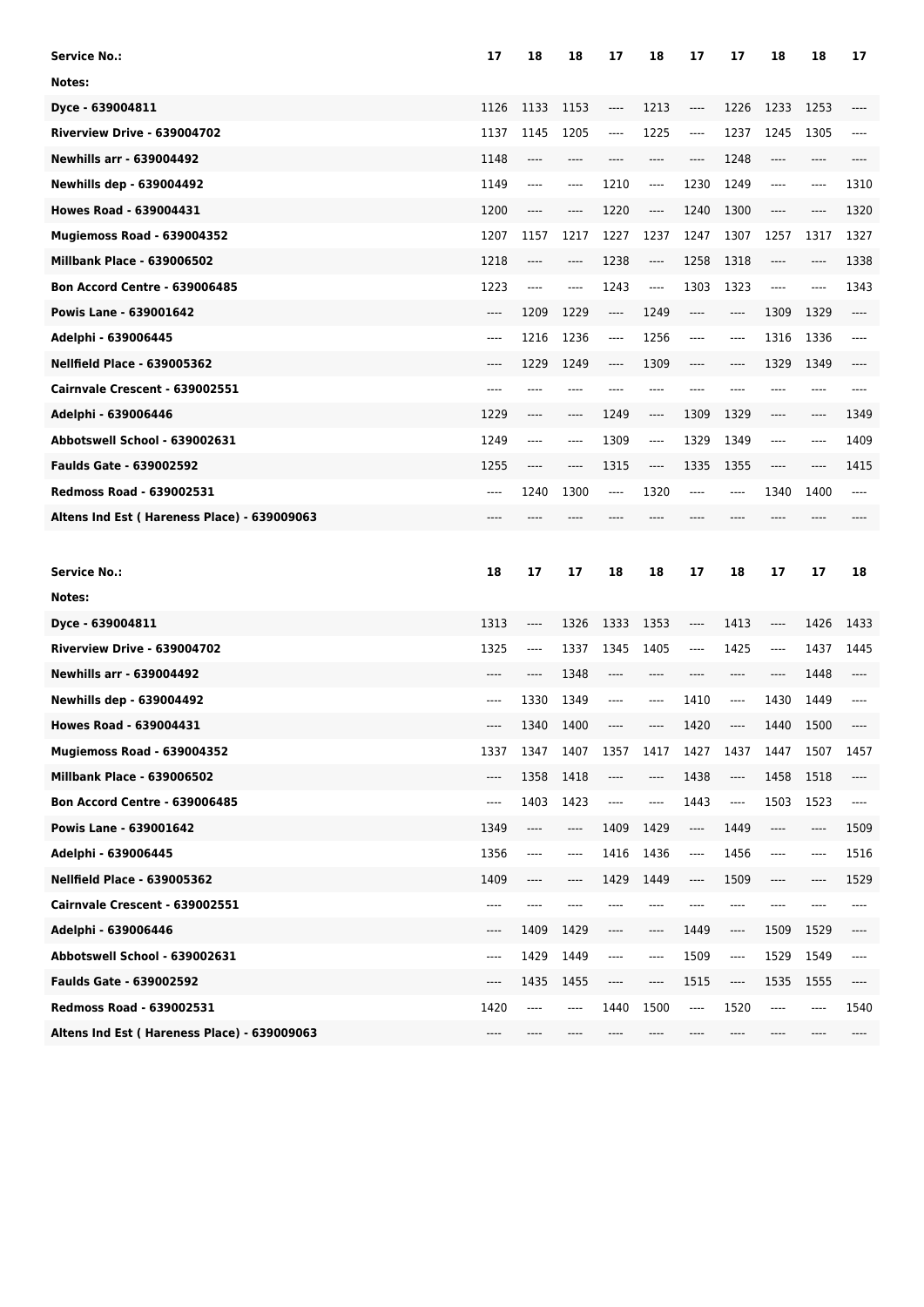| Service No.: | 17 | 18 | 18 | 17 | 18 | 17 | 17 | 18 | 18 | 17 |
|---|---|---|---|---|---|---|---|---|---|---|
| Notes: | | | | | | | | | | |
| Dyce - 639004811 | 1126 | 1133 | 1153 | ---- | 1213 | ---- | 1226 | 1233 | 1253 | ---- |
| Riverview Drive - 639004702 | 1137 | 1145 | 1205 | ---- | 1225 | ---- | 1237 | 1245 | 1305 | ---- |
| Newhills arr - 639004492 | 1148 | ---- | ---- | ---- | ---- | ---- | 1248 | ---- | ---- | ---- |
| Newhills dep - 639004492 | 1149 | ---- | ---- | 1210 | ---- | 1230 | 1249 | ---- | ---- | 1310 |
| Howes Road - 639004431 | 1200 | ---- | ---- | 1220 | ---- | 1240 | 1300 | ---- | ---- | 1320 |
| Mugiemoss Road - 639004352 | 1207 | 1157 | 1217 | 1227 | 1237 | 1247 | 1307 | 1257 | 1317 | 1327 |
| Millbank Place - 639006502 | 1218 | ---- | ---- | 1238 | ---- | 1258 | 1318 | ---- | ---- | 1338 |
| Bon Accord Centre - 639006485 | 1223 | ---- | ---- | 1243 | ---- | 1303 | 1323 | ---- | ---- | 1343 |
| Powis Lane - 639001642 | ---- | 1209 | 1229 | ---- | 1249 | ---- | ---- | 1309 | 1329 | ---- |
| Adelphi - 639006445 | ---- | 1216 | 1236 | ---- | 1256 | ---- | ---- | 1316 | 1336 | ---- |
| Nellfield Place - 639005362 | ---- | 1229 | 1249 | ---- | 1309 | ---- | ---- | 1329 | 1349 | ---- |
| Cairnvale Crescent - 639002551 | ---- | ---- | ---- | ---- | ---- | ---- | ---- | ---- | ---- | ---- |
| Adelphi - 639006446 | 1229 | ---- | ---- | 1249 | ---- | 1309 | 1329 | ---- | ---- | 1349 |
| Abbotswell School - 639002631 | 1249 | ---- | ---- | 1309 | ---- | 1329 | 1349 | ---- | ---- | 1409 |
| Faulds Gate - 639002592 | 1255 | ---- | ---- | 1315 | ---- | 1335 | 1355 | ---- | ---- | 1415 |
| Redmoss Road - 639002531 | ---- | 1240 | 1300 | ---- | 1320 | ---- | ---- | 1340 | 1400 | ---- |
| Altens Ind Est ( Hareness Place) - 639009063 | ---- | ---- | ---- | ---- | ---- | ---- | ---- | ---- | ---- | ---- |

| Service No.: | 18 | 17 | 17 | 18 | 18 | 17 | 18 | 17 | 17 | 18 |
|---|---|---|---|---|---|---|---|---|---|---|
| Notes: | | | | | | | | | | |
| Dyce - 639004811 | 1313 | ---- | 1326 | 1333 | 1353 | ---- | 1413 | ---- | 1426 | 1433 |
| Riverview Drive - 639004702 | 1325 | ---- | 1337 | 1345 | 1405 | ---- | 1425 | ---- | 1437 | 1445 |
| Newhills arr - 639004492 | ---- | ---- | 1348 | ---- | ---- | ---- | ---- | ---- | 1448 | ---- |
| Newhills dep - 639004492 | ---- | 1330 | 1349 | ---- | ---- | 1410 | ---- | 1430 | 1449 | ---- |
| Howes Road - 639004431 | ---- | 1340 | 1400 | ---- | ---- | 1420 | ---- | 1440 | 1500 | ---- |
| Mugiemoss Road - 639004352 | 1337 | 1347 | 1407 | 1357 | 1417 | 1427 | 1437 | 1447 | 1507 | 1457 |
| Millbank Place - 639006502 | ---- | 1358 | 1418 | ---- | ---- | 1438 | ---- | 1458 | 1518 | ---- |
| Bon Accord Centre - 639006485 | ---- | 1403 | 1423 | ---- | ---- | 1443 | ---- | 1503 | 1523 | ---- |
| Powis Lane - 639001642 | 1349 | ---- | ---- | 1409 | 1429 | ---- | 1449 | ---- | ---- | 1509 |
| Adelphi - 639006445 | 1356 | ---- | ---- | 1416 | 1436 | ---- | 1456 | ---- | ---- | 1516 |
| Nellfield Place - 639005362 | 1409 | ---- | ---- | 1429 | 1449 | ---- | 1509 | ---- | ---- | 1529 |
| Cairnvale Crescent - 639002551 | ---- | ---- | ---- | ---- | ---- | ---- | ---- | ---- | ---- | ---- |
| Adelphi - 639006446 | ---- | 1409 | 1429 | ---- | ---- | 1449 | ---- | 1509 | 1529 | ---- |
| Abbotswell School - 639002631 | ---- | 1429 | 1449 | ---- | ---- | 1509 | ---- | 1529 | 1549 | ---- |
| Faulds Gate - 639002592 | ---- | 1435 | 1455 | ---- | ---- | 1515 | ---- | 1535 | 1555 | ---- |
| Redmoss Road - 639002531 | 1420 | ---- | ---- | 1440 | 1500 | ---- | 1520 | ---- | ---- | 1540 |
| Altens Ind Est ( Hareness Place) - 639009063 | ---- | ---- | ---- | ---- | ---- | ---- | ---- | ---- | ---- | ---- |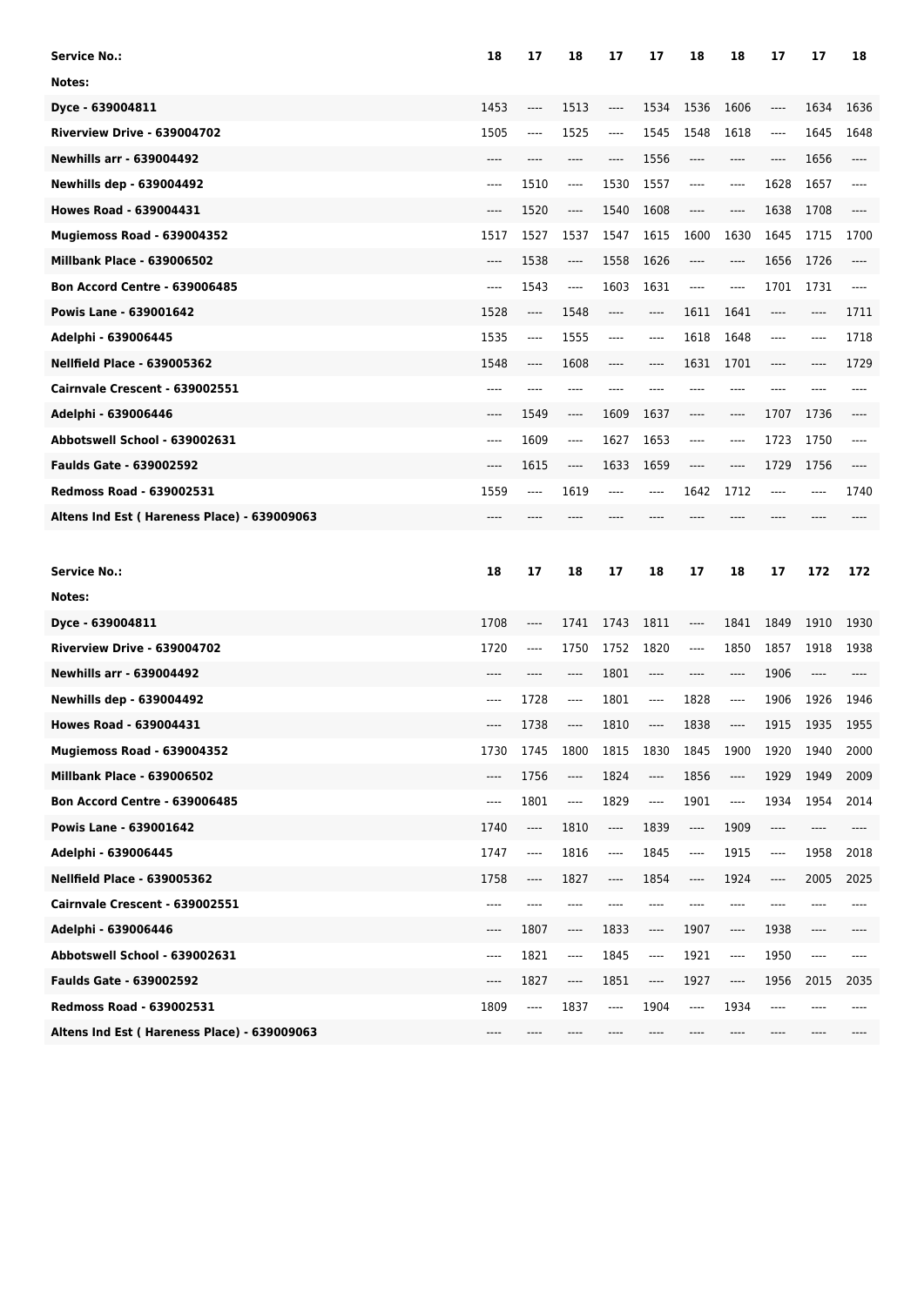| Service No.: | 18 | 17 | 18 | 17 | 17 | 18 | 18 | 17 | 17 | 18 |
|---|---|---|---|---|---|---|---|---|---|---|
| Notes: | | | | | | | | | | |
| Dyce - 639004811 | 1453 | ---- | 1513 | ---- | 1534 | 1536 | 1606 | ---- | 1634 | 1636 |
| Riverview Drive - 639004702 | 1505 | ---- | 1525 | ---- | 1545 | 1548 | 1618 | ---- | 1645 | 1648 |
| Newhills arr - 639004492 | ---- | ---- | ---- | ---- | 1556 | ---- | ---- | ---- | 1656 | ---- |
| Newhills dep - 639004492 | ---- | 1510 | ---- | 1530 | 1557 | ---- | ---- | 1628 | 1657 | ---- |
| Howes Road - 639004431 | ---- | 1520 | ---- | 1540 | 1608 | ---- | ---- | 1638 | 1708 | ---- |
| Mugiemoss Road - 639004352 | 1517 | 1527 | 1537 | 1547 | 1615 | 1600 | 1630 | 1645 | 1715 | 1700 |
| Millbank Place - 639006502 | ---- | 1538 | ---- | 1558 | 1626 | ---- | ---- | 1656 | 1726 | ---- |
| Bon Accord Centre - 639006485 | ---- | 1543 | ---- | 1603 | 1631 | ---- | ---- | 1701 | 1731 | ---- |
| Powis Lane - 639001642 | 1528 | ---- | 1548 | ---- | ---- | 1611 | 1641 | ---- | ---- | 1711 |
| Adelphi - 639006445 | 1535 | ---- | 1555 | ---- | ---- | 1618 | 1648 | ---- | ---- | 1718 |
| Nellfield Place - 639005362 | 1548 | ---- | 1608 | ---- | ---- | 1631 | 1701 | ---- | ---- | 1729 |
| Cairnvale Crescent - 639002551 | ---- | ---- | ---- | ---- | ---- | ---- | ---- | ---- | ---- | ---- |
| Adelphi - 639006446 | ---- | 1549 | ---- | 1609 | 1637 | ---- | ---- | 1707 | 1736 | ---- |
| Abbotswell School - 639002631 | ---- | 1609 | ---- | 1627 | 1653 | ---- | ---- | 1723 | 1750 | ---- |
| Faulds Gate - 639002592 | ---- | 1615 | ---- | 1633 | 1659 | ---- | ---- | 1729 | 1756 | ---- |
| Redmoss Road - 639002531 | 1559 | ---- | 1619 | ---- | ---- | 1642 | 1712 | ---- | ---- | 1740 |
| Altens Ind Est ( Hareness Place) - 639009063 | ---- | ---- | ---- | ---- | ---- | ---- | ---- | ---- | ---- | ---- |

| Service No.: | 18 | 17 | 18 | 17 | 18 | 17 | 18 | 17 | 172 | 172 |
|---|---|---|---|---|---|---|---|---|---|---|
| Notes: | | | | | | | | | | |
| Dyce - 639004811 | 1708 | ---- | 1741 | 1743 | 1811 | ---- | 1841 | 1849 | 1910 | 1930 |
| Riverview Drive - 639004702 | 1720 | ---- | 1750 | 1752 | 1820 | ---- | 1850 | 1857 | 1918 | 1938 |
| Newhills arr - 639004492 | ---- | ---- | ---- | 1801 | ---- | ---- | ---- | 1906 | ---- | ---- |
| Newhills dep - 639004492 | ---- | 1728 | ---- | 1801 | ---- | 1828 | ---- | 1906 | 1926 | 1946 |
| Howes Road - 639004431 | ---- | 1738 | ---- | 1810 | ---- | 1838 | ---- | 1915 | 1935 | 1955 |
| Mugiemoss Road - 639004352 | 1730 | 1745 | 1800 | 1815 | 1830 | 1845 | 1900 | 1920 | 1940 | 2000 |
| Millbank Place - 639006502 | ---- | 1756 | ---- | 1824 | ---- | 1856 | ---- | 1929 | 1949 | 2009 |
| Bon Accord Centre - 639006485 | ---- | 1801 | ---- | 1829 | ---- | 1901 | ---- | 1934 | 1954 | 2014 |
| Powis Lane - 639001642 | 1740 | ---- | 1810 | ---- | 1839 | ---- | 1909 | ---- | ---- | ---- |
| Adelphi - 639006445 | 1747 | ---- | 1816 | ---- | 1845 | ---- | 1915 | ---- | 1958 | 2018 |
| Nellfield Place - 639005362 | 1758 | ---- | 1827 | ---- | 1854 | ---- | 1924 | ---- | 2005 | 2025 |
| Cairnvale Crescent - 639002551 | ---- | ---- | ---- | ---- | ---- | ---- | ---- | ---- | ---- | ---- |
| Adelphi - 639006446 | ---- | 1807 | ---- | 1833 | ---- | 1907 | ---- | 1938 | ---- | ---- |
| Abbotswell School - 639002631 | ---- | 1821 | ---- | 1845 | ---- | 1921 | ---- | 1950 | ---- | ---- |
| Faulds Gate - 639002592 | ---- | 1827 | ---- | 1851 | ---- | 1927 | ---- | 1956 | 2015 | 2035 |
| Redmoss Road - 639002531 | 1809 | ---- | 1837 | ---- | 1904 | ---- | 1934 | ---- | ---- | ---- |
| Altens Ind Est ( Hareness Place) - 639009063 | ---- | ---- | ---- | ---- | ---- | ---- | ---- | ---- | ---- | ---- |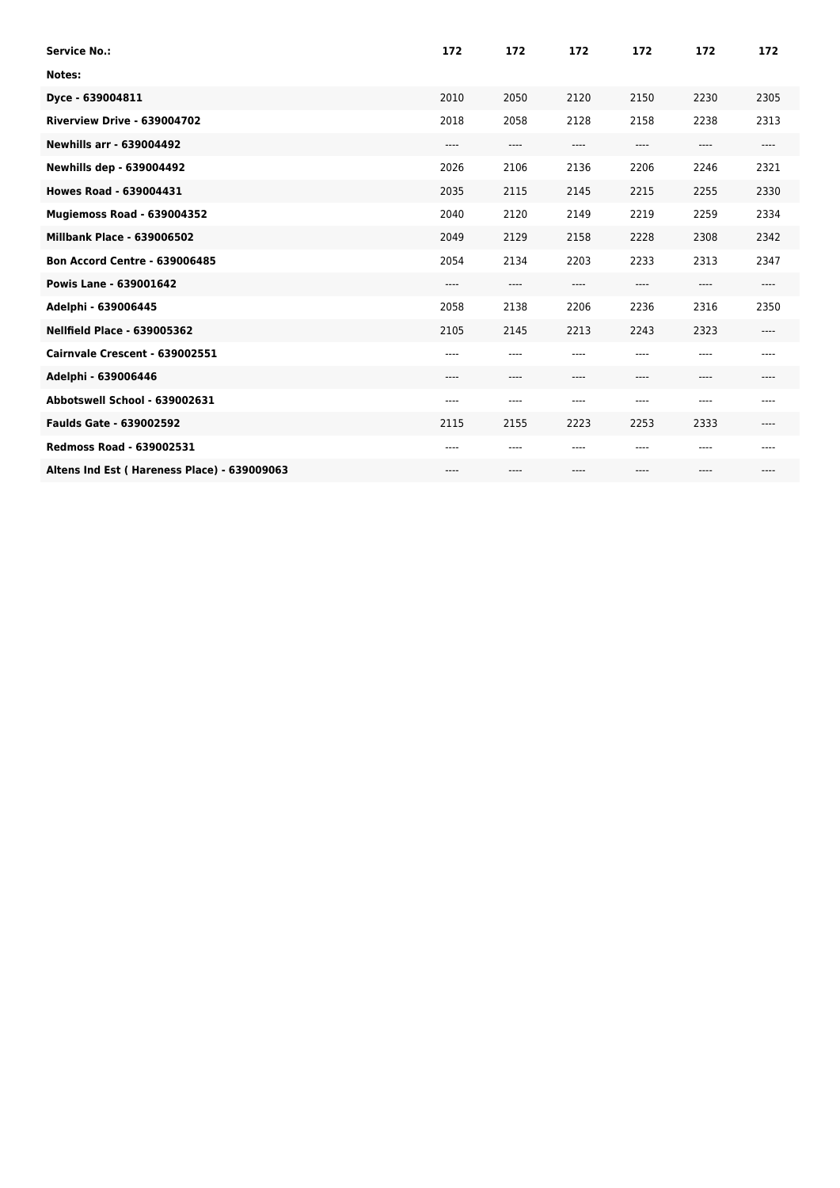| Service No.: | 172 | 172 | 172 | 172 | 172 | 172 |
|---|---|---|---|---|---|---|
| Notes: | | | | | | |
| Dyce - 639004811 | 2010 | 2050 | 2120 | 2150 | 2230 | 2305 |
| Riverview Drive - 639004702 | 2018 | 2058 | 2128 | 2158 | 2238 | 2313 |
| Newhills arr - 639004492 | ---- | ---- | ---- | ---- | ---- | ---- |
| Newhills dep - 639004492 | 2026 | 2106 | 2136 | 2206 | 2246 | 2321 |
| Howes Road - 639004431 | 2035 | 2115 | 2145 | 2215 | 2255 | 2330 |
| Mugiemoss Road - 639004352 | 2040 | 2120 | 2149 | 2219 | 2259 | 2334 |
| Millbank Place - 639006502 | 2049 | 2129 | 2158 | 2228 | 2308 | 2342 |
| Bon Accord Centre - 639006485 | 2054 | 2134 | 2203 | 2233 | 2313 | 2347 |
| Powis Lane - 639001642 | ---- | ---- | ---- | ---- | ---- | ---- |
| Adelphi - 639006445 | 2058 | 2138 | 2206 | 2236 | 2316 | 2350 |
| Nellfield Place - 639005362 | 2105 | 2145 | 2213 | 2243 | 2323 | ---- |
| Cairnvale Crescent - 639002551 | ---- | ---- | ---- | ---- | ---- | ---- |
| Adelphi - 639006446 | ---- | ---- | ---- | ---- | ---- | ---- |
| Abbotswell School - 639002631 | ---- | ---- | ---- | ---- | ---- | ---- |
| Faulds Gate - 639002592 | 2115 | 2155 | 2223 | 2253 | 2333 | ---- |
| Redmoss Road - 639002531 | ---- | ---- | ---- | ---- | ---- | ---- |
| Altens Ind Est ( Hareness Place) - 639009063 | ---- | ---- | ---- | ---- | ---- | ---- |